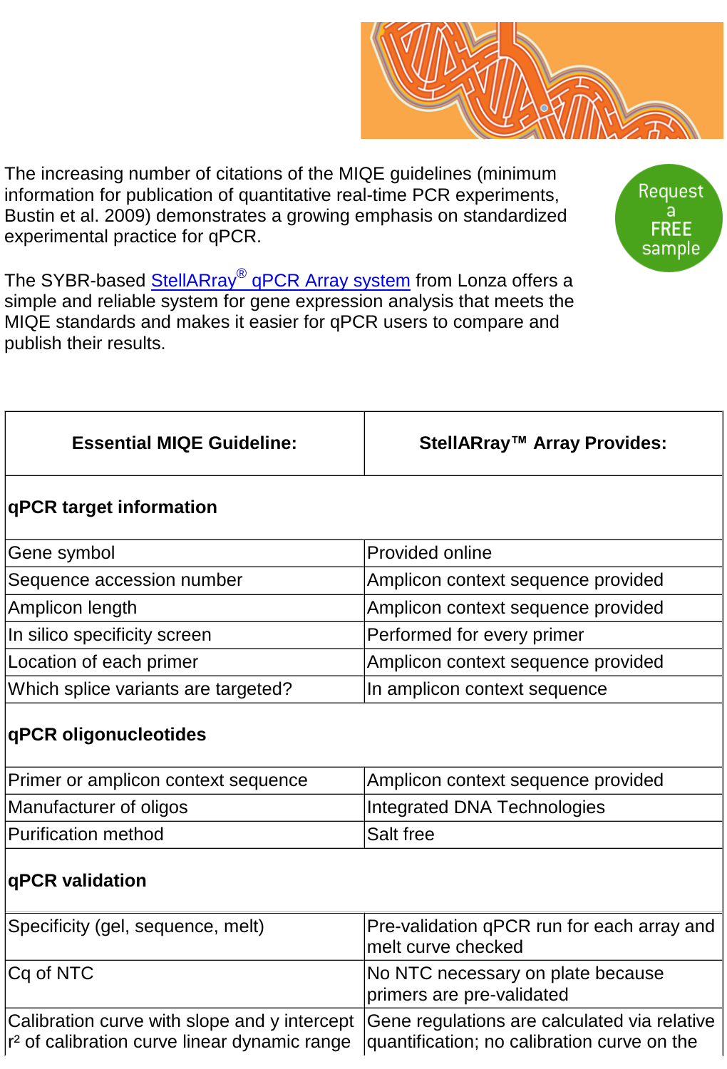Request a FREE sample

The increasing number of citations of the MIQE guidelines (minimum information for publication of quantitative real-time PCR experiments, Bustin et al. 2009) demonstrates a growing emphasis on standardized experimental practice for qPCR.

The SYBR-based StellARray® qPCR Array system from Lonza offers a simple and reliable system for gene expression analysis that meets the MIQE standards and makes it easier for qPCR users to compare and publish their results.

| **Essential MIQE Guideline:** | **StellARray™ Array Provides:** |
|---|---|
| **qPCR target information** | |
| Gene symbol | Provided online |
| Sequence accession number | Amplicon context sequence provided |
| Amplicon length | Amplicon context sequence provided |
| In silico specificity screen | Performed for every primer |
| Location of each primer | Amplicon context sequence provided |
| Which splice variants are targeted? | In amplicon context sequence |
| **qPCR oligonucleotides** | |
| Primer or amplicon context sequence | Amplicon context sequence provided |
| Manufacturer of oligos | Integrated DNA Technologies |
| Purification method | Salt free |
| **qPCR validation** | |
| Specificity (gel, sequence, melt) | Pre-validation qPCR run for each array and melt curve checked |
| Cq of NTC | No NTC necessary on plate because primers are pre-validated |
| Calibration curve with slope and y intercept $r^2$ of calibration curve linear dynamic range | Gene regulations are calculated via relative quantification; no calibration curve on the |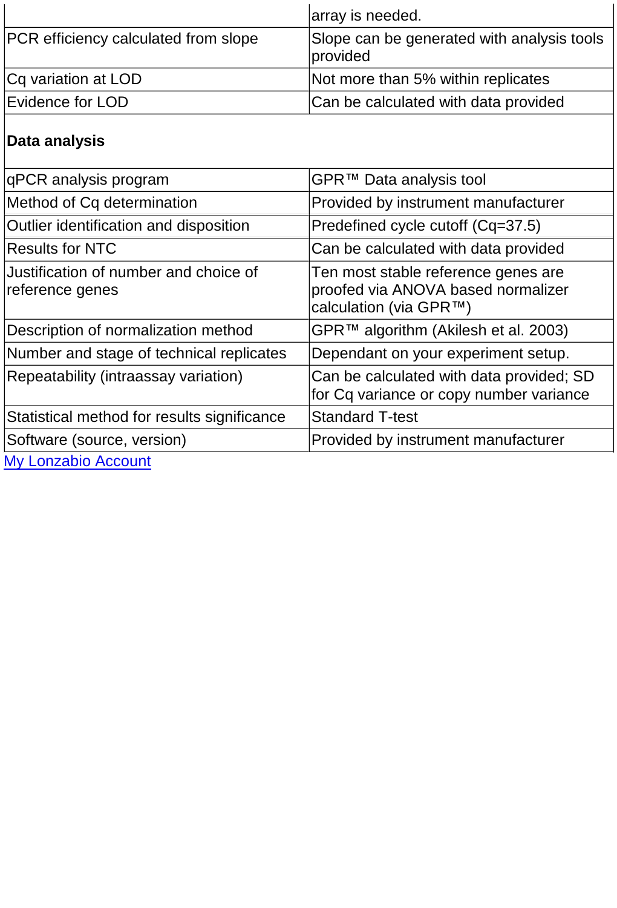| | |
|---|---|
| | array is needed. |
| PCR efficiency calculated from slope | Slope can be generated with analysis tools provided |
| Cq variation at LOD | Not more than 5% within replicates |
| Evidence for LOD | Can be calculated with data provided |
| **Data analysis** | |
| qPCR analysis program | GPR™ Data analysis tool |
| Method of Cq determination | Provided by instrument manufacturer |
| Outlier identification and disposition | Predefined cycle cutoff (Cq=37.5) |
| Results for NTC | Can be calculated with data provided |
| Justification of number and choice of reference genes | Ten most stable reference genes are proofed via ANOVA based normalizer calculation (via GPR™) |
| Description of normalization method | GPR™ algorithm (Akilesh et al. 2003) |
| Number and stage of technical replicates | Dependant on your experiment setup. |
| Repeatability (intraassay variation) | Can be calculated with data provided; SD for Cq variance or copy number variance |
| Statistical method for results significance | Standard T-test |
| Software (source, version) | Provided by instrument manufacturer |

My Lonzabio Account